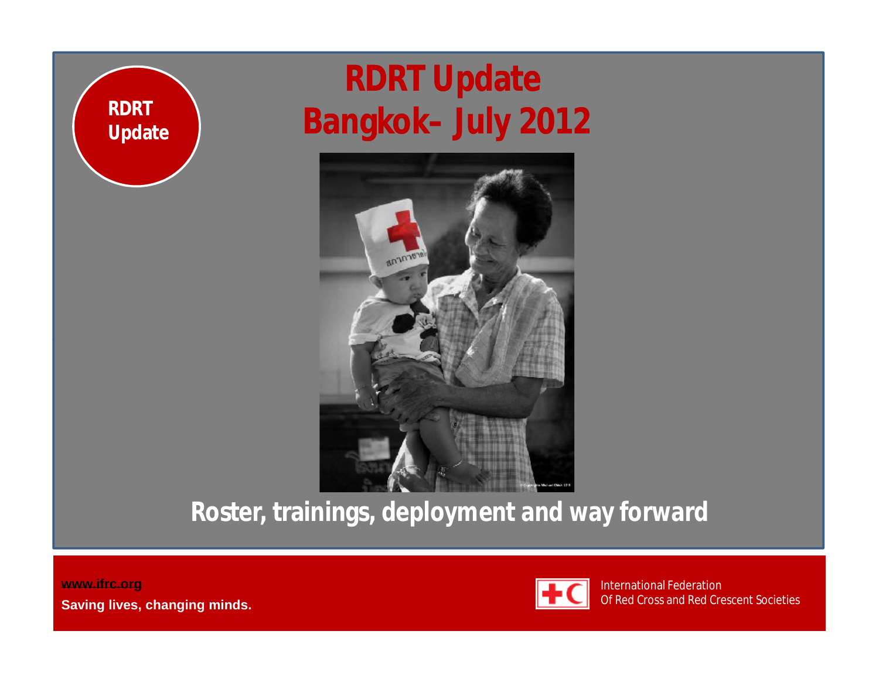RDRT Update

# RDRT Update
# Bangkok- July 2012

## Roster, trainings, deployment and way forward

www.ifrc.org
Saving lives, changing minds.

International Federation
Of Red Cross and Red Crescent Societies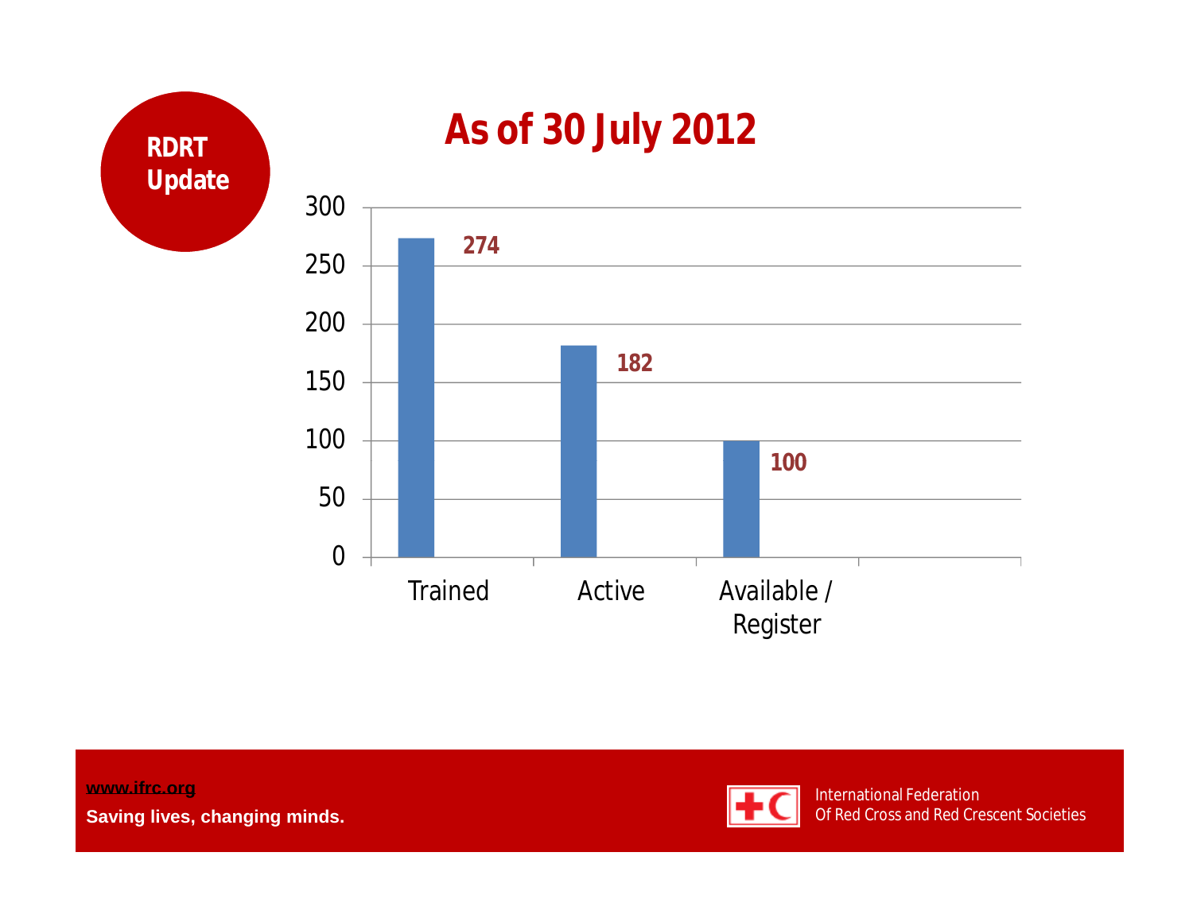**RDRT Update**

# As of 30 July 2012

| Category | Number |
| --- | --- |
| Trained | 274 |
| Active | 182 |
| Available / Register | 100 |

www.ifrc.org

Saving lives, changing minds.

International Federation Of Red Cross and Red Crescent Societies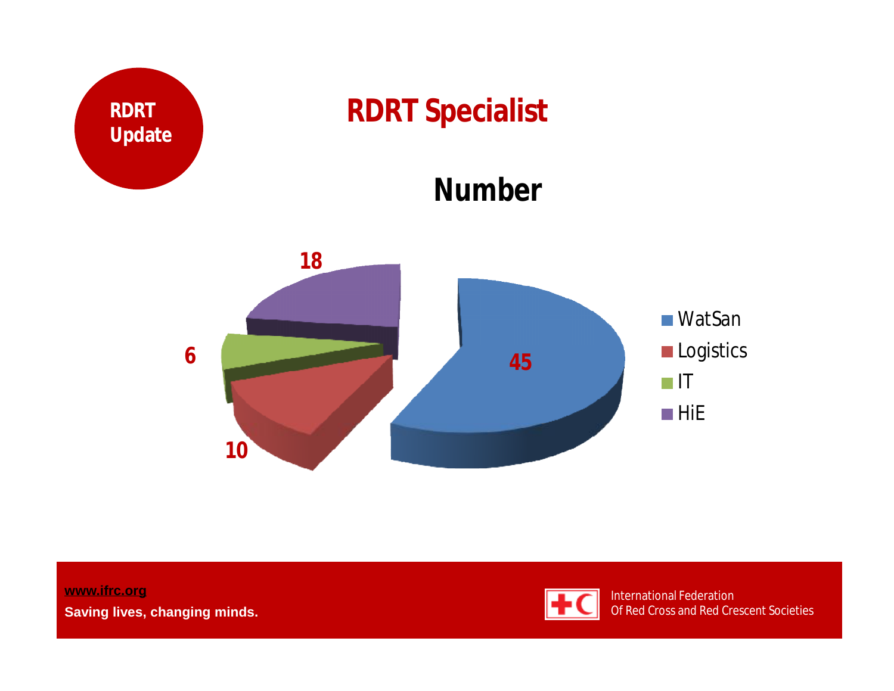RDRT Update

# RDRT Specialist

## Number

| Specialist | Number |
|---|---|
| WatSan | 45 |
| Logistics | 10 |
| IT | 6 |
| HiE | 18 |

www.ifrc.org

Saving lives, changing minds.

International Federation
Of Red Cross and Red Crescent Societies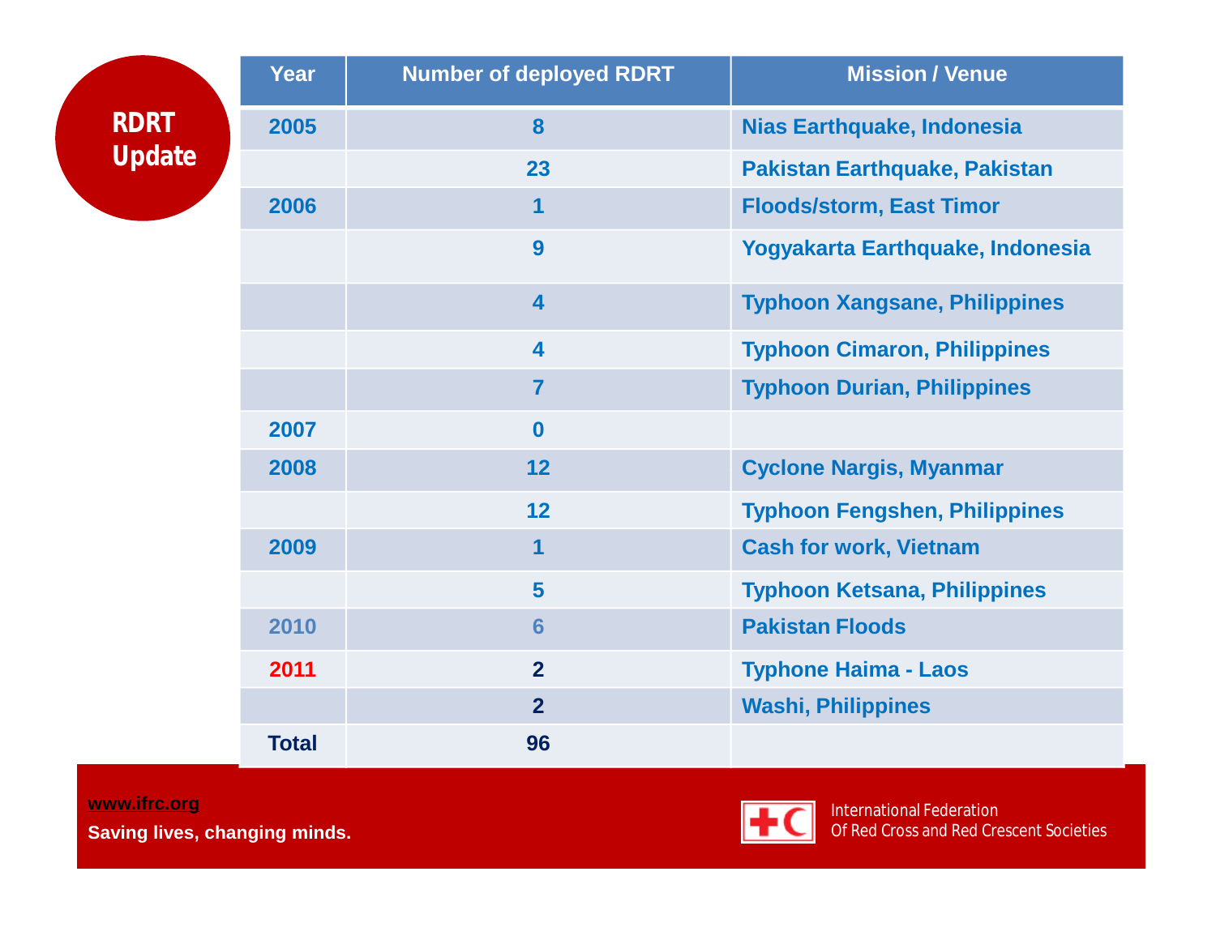# RDRT Update

| Year | Number of deployed RDRT | Mission / Venue |
|---|---|---|
| 2005 | 8 | Nias Earthquake, Indonesia |
| | 23 | Pakistan Earthquake, Pakistan |
| 2006 | 1 | Floods/storm, East Timor |
| | 9 | Yogyakarta Earthquake, Indonesia |
| | 4 | Typhoon Xangsane, Philippines |
| | 4 | Typhoon Cimaron, Philippines |
| | 7 | Typhoon Durian, Philippines |
| 2007 | 0 | |
| 2008 | 12 | Cyclone Nargis, Myanmar |
| | 12 | Typhoon Fengshen, Philippines |
| 2009 | 1 | Cash for work, Vietnam |
| | 5 | Typhoon Ketsana, Philippines |
| 2010 | 6 | Pakistan Floods |
| 2011 | 2 | Typhone Haima - Laos |
| | 2 | Washi, Philippines |
| **Total** | **96** | |

www.ifrc.org

**Saving lives, changing minds.**

International Federation
Of Red Cross and Red Crescent Societies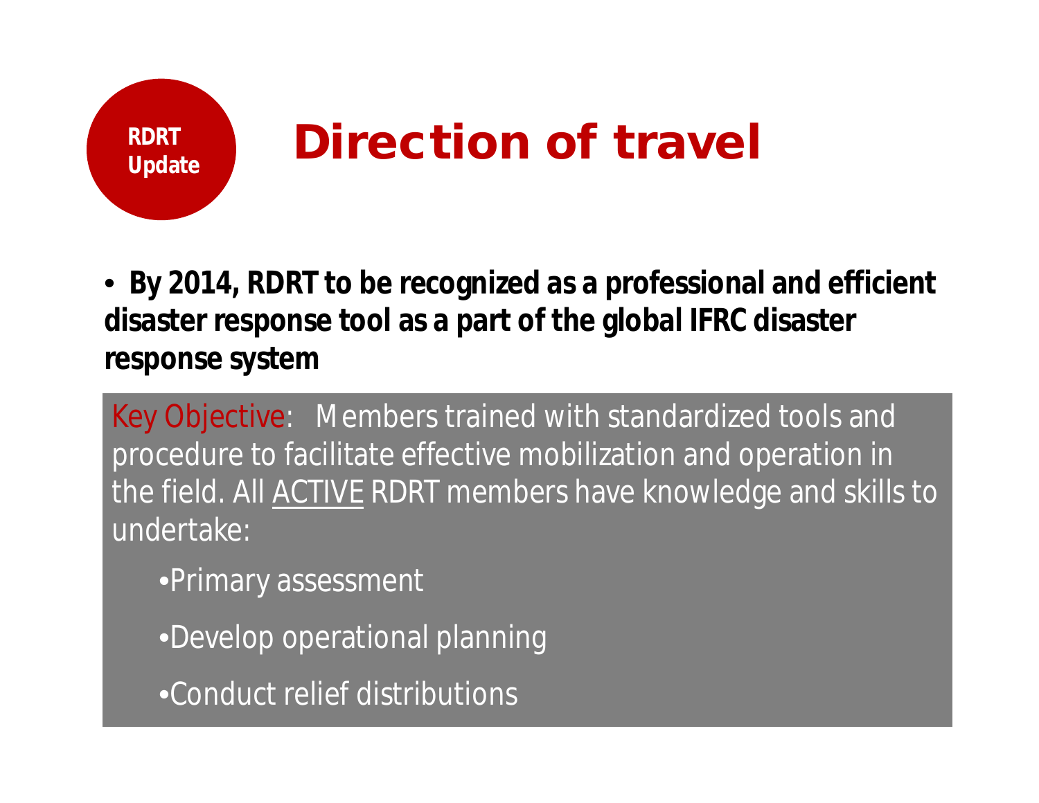RDRT Update

# Direction of travel

- **By 2014, RDRT to be recognized as a professional and efficient disaster response tool as a part of the global IFRC disaster response system**

Key Objective: Members trained with standardized tools and procedure to facilitate effective mobilization and operation in the field. All ACTIVE RDRT members have knowledge and skills to undertake:

- Primary assessment
- Develop operational planning
- Conduct relief distributions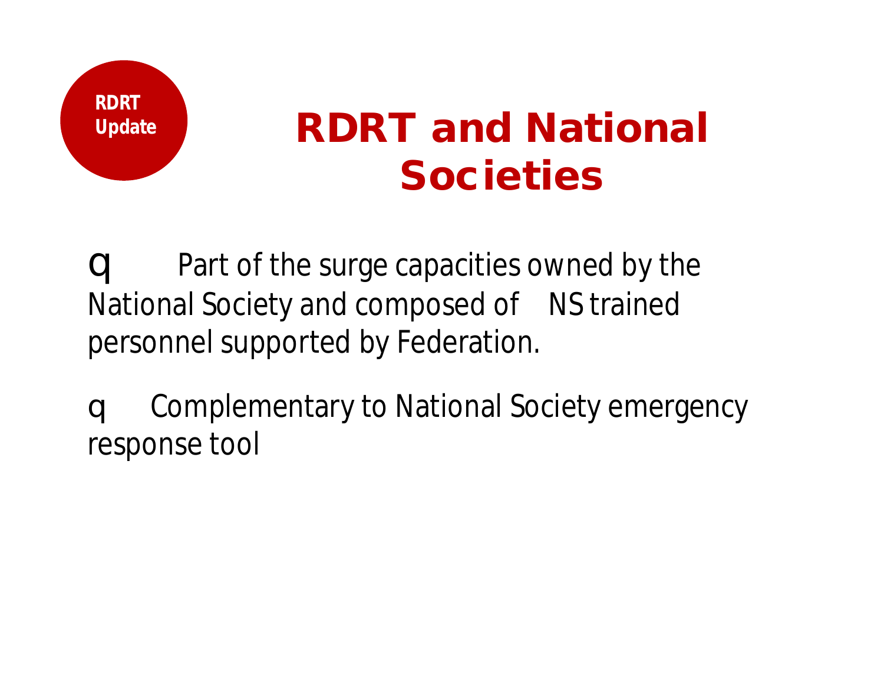RDRT Update

# RDRT and National Societies

- Part of the surge capacities owned by the National Society and composed of NS trained personnel supported by Federation.
- Complementary to National Society emergency response tool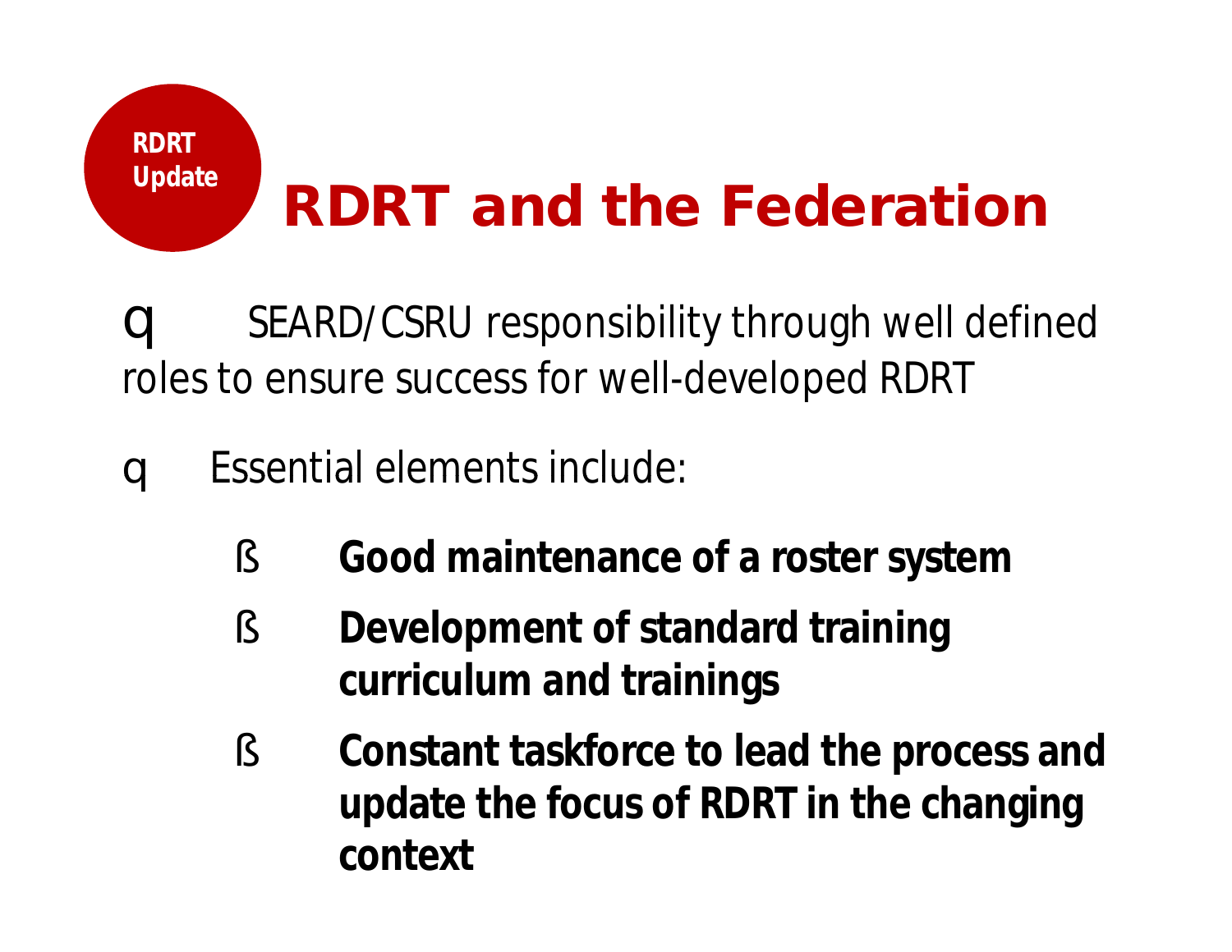RDRT Update

# RDRT and the Federation

- SEARD/CSRU responsibility through well defined roles to ensure success for well-developed RDRT
- Essential elements include:
  - **Good maintenance of a roster system**
  - **Development of standard training curriculum and trainings**
  - **Constant taskforce to lead the process and update the focus of RDRT in the changing context**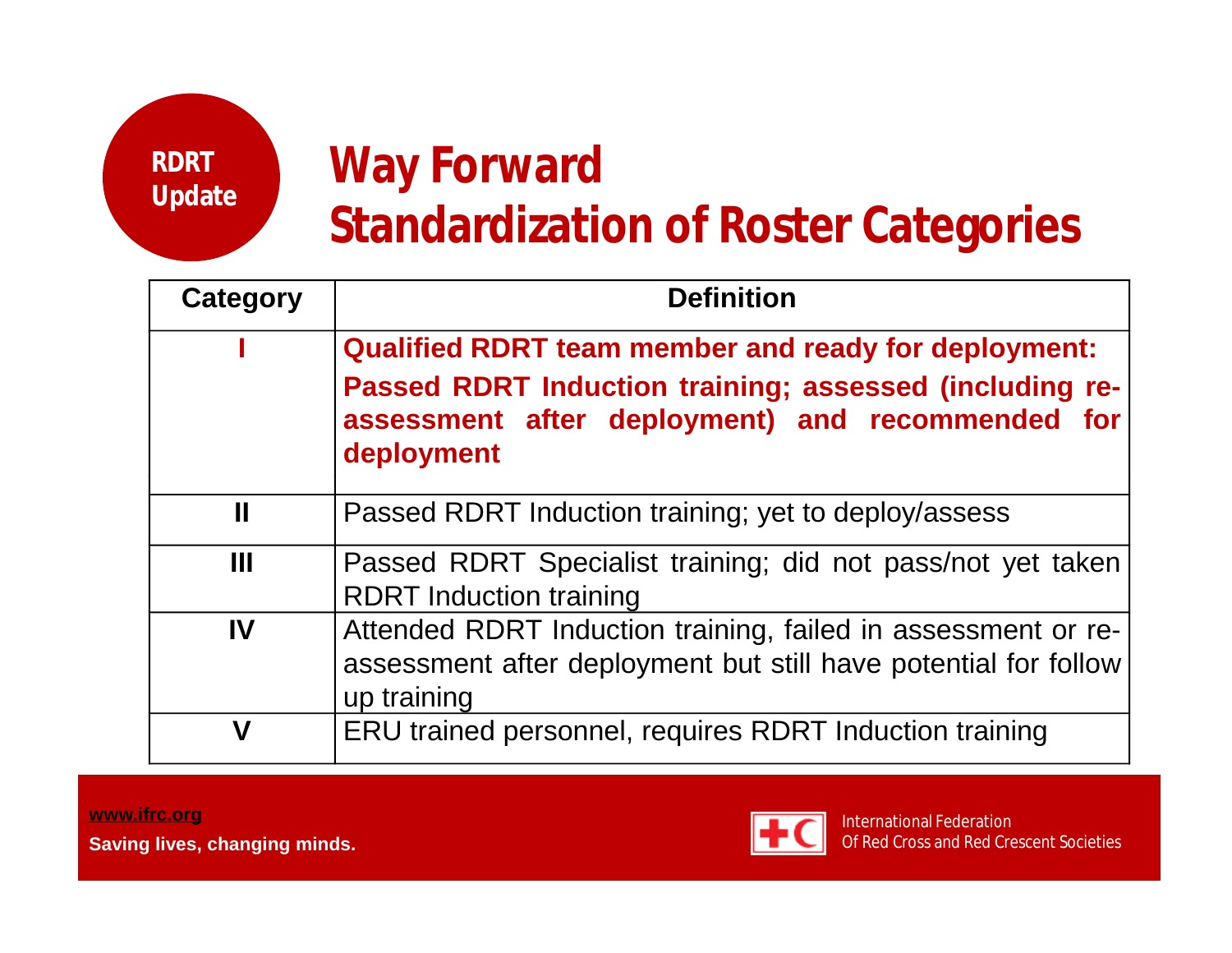RDRT Update

# Way Forward
# Standardization of Roster Categories

| Category | Definition |
|---|---|
| **I** | **Qualified RDRT team member and ready for deployment:** **Passed RDRT Induction training; assessed (including re-assessment after deployment) and recommended for deployment** |
| **II** | Passed RDRT Induction training; yet to deploy/assess |
| **III** | Passed RDRT Specialist training; did not pass/not yet taken RDRT Induction training |
| **IV** | Attended RDRT Induction training, failed in assessment or re-assessment after deployment but still have potential for follow up training |
| **V** | ERU trained personnel, requires RDRT Induction training |

www.ifrc.org
Saving lives, changing minds.

International Federation
Of Red Cross and Red Crescent Societies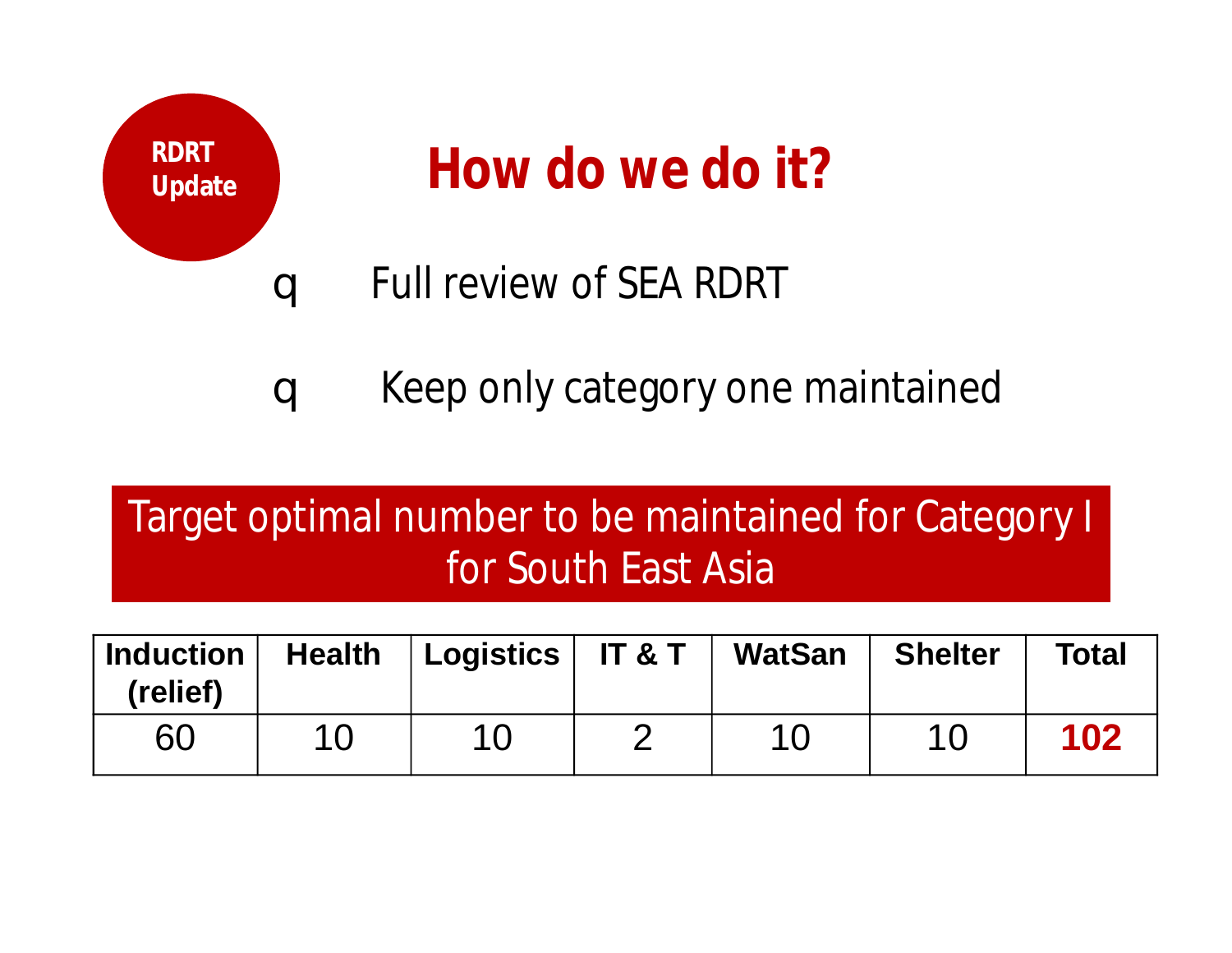RDRT Update

# How do we do it?

- Full review of SEA RDRT
- Keep only category one maintained

**Target optimal number to be maintained for Category I for South East Asia**

| Induction (relief) | Health | Logistics | IT & T | WatSan | Shelter | Total |
|---|---|---|---|---|---|---|
| 60 | 10 | 10 | 2 | 10 | 10 | **102** |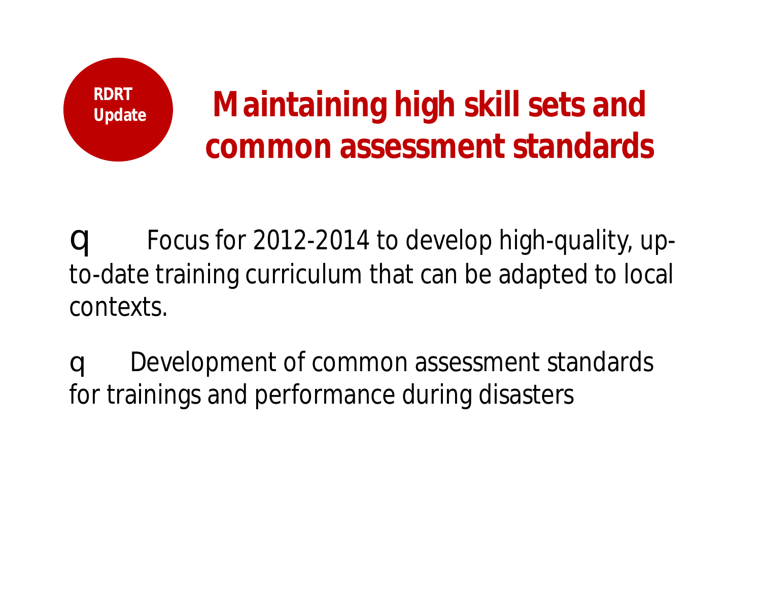RDRT Update

# Maintaining high skill sets and common assessment standards

- Focus for 2012-2014 to develop high-quality, up-to-date training curriculum that can be adapted to local contexts.
- Development of common assessment standards for trainings and performance during disasters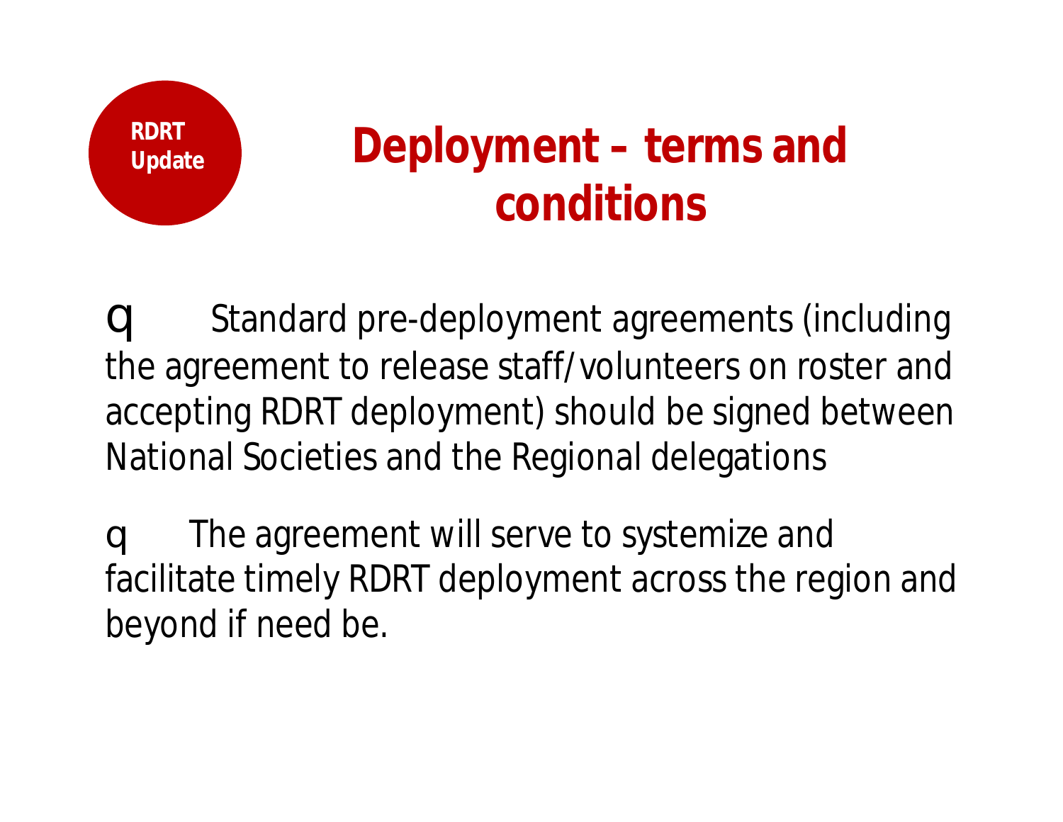RDRT Update

# Deployment – terms and conditions

- Standard pre-deployment agreements (including the agreement to release staff/volunteers on roster and accepting RDRT deployment) should be signed between National Societies and the Regional delegations

- The agreement will serve to systemize and facilitate timely RDRT deployment across the region and beyond if need be.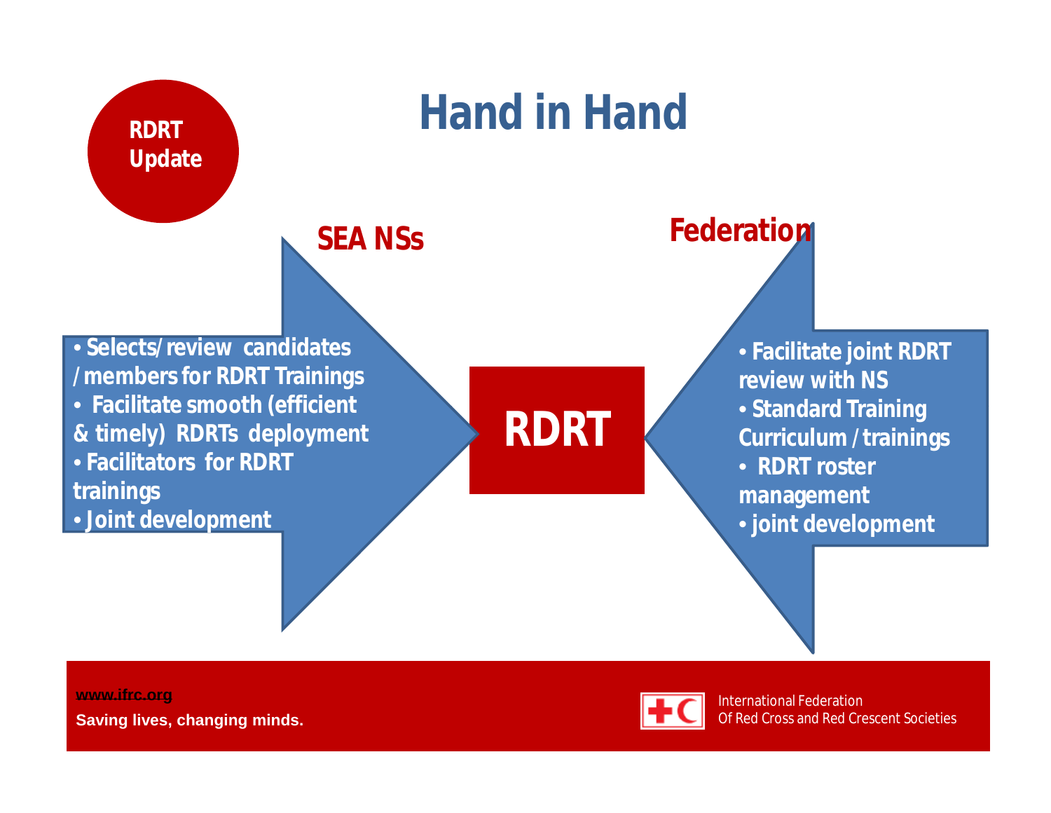RDRT Update

# Hand in Hand

**SEA NSs**

- Selects/review candidates /members for RDRT Trainings
- Facilitate smooth (efficient & timely) RDRTs deployment
- Facilitators for RDRT trainings
- Joint development

**RDRT**

**Federation**

- Facilitate joint RDRT review with NS
- Standard Training Curriculum / trainings
- RDRT roster management
- joint development

www.ifrc.org
Saving lives, changing minds.

International Federation
Of Red Cross and Red Crescent Societies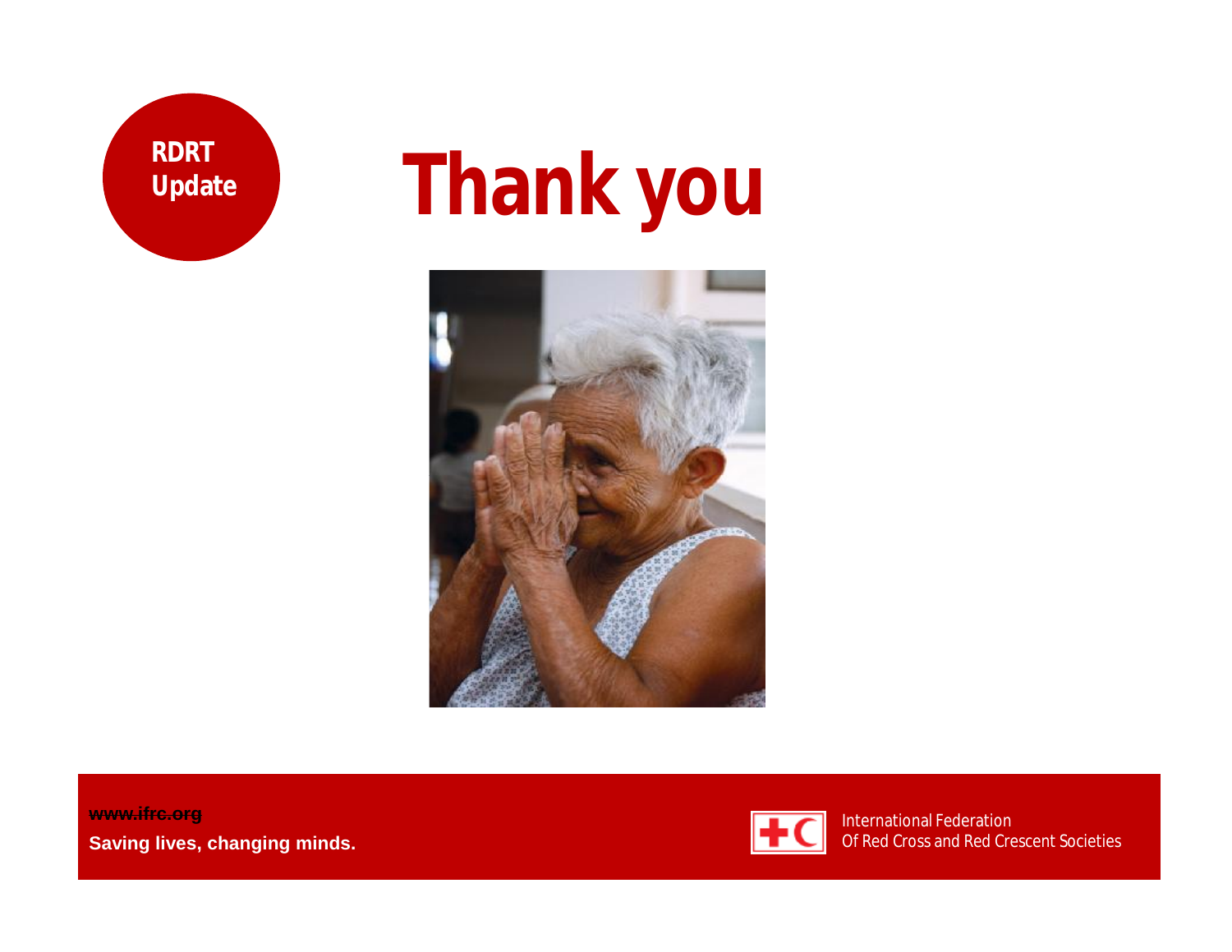RDRT Update

# Thank you

www.ifrc.org

Saving lives, changing minds.

International Federation
Of Red Cross and Red Crescent Societies